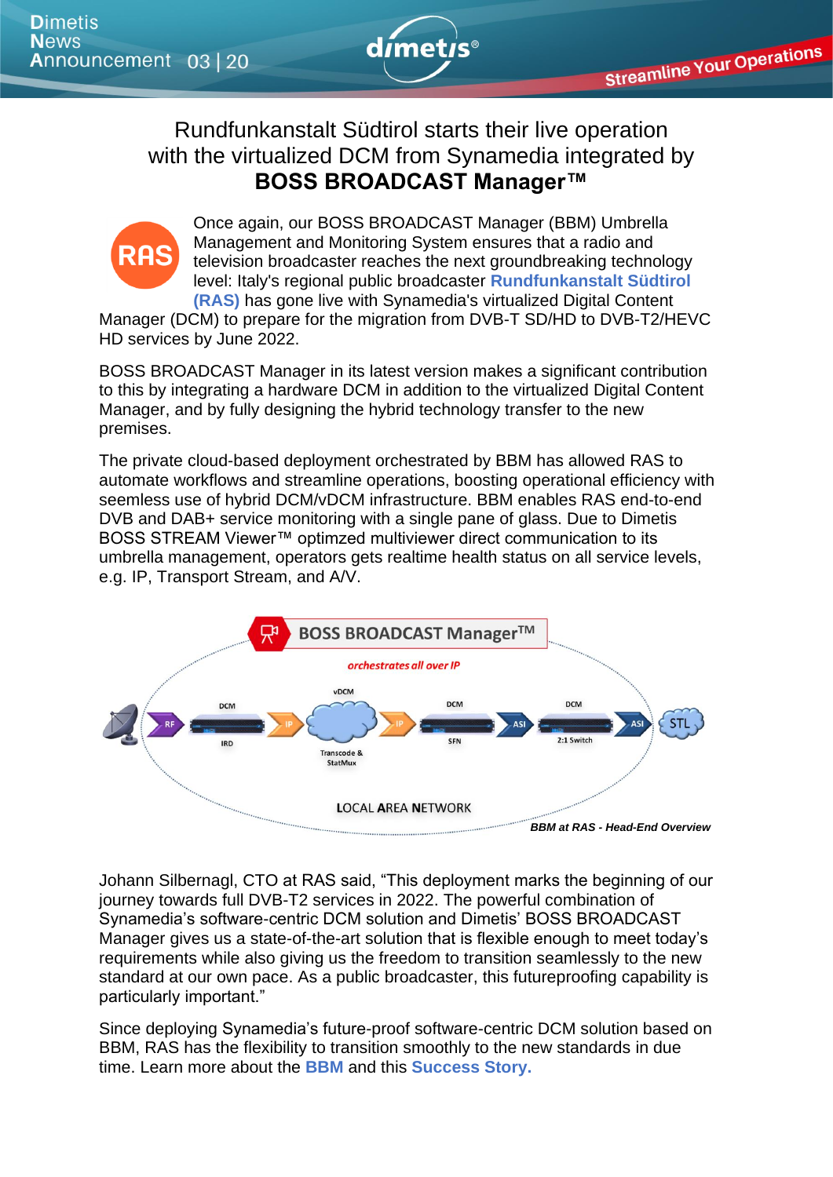# Rundfunkanstalt Südtirol starts their live operation with the virtualized DCM from Synamedia integrated by **BOSS BROADCAST Manager™**

Once again, our BOSS BROADCAST Manager (BBM) Umbrella Management and Monitoring System ensures that a radio and television broadcaster reaches the next groundbreaking technology level: Italy's regional public broadcaster **Rundfunkanstalt Südtirol (RAS)** has gone live with Synamedia's virtualized Digital Content Manager (DCM) to prepare for the migration from DVB-T SD/HD to DVB-T2/HEVC HD services by June 2022.

BOSS BROADCAST Manager in its latest version makes a significant contribution to this by integrating a hardware DCM in addition to the virtualized Digital Content Manager, and by fully designing the hybrid technology transfer to the new premises.

The private cloud-based deployment orchestrated by BBM has allowed RAS to automate workflows and streamline operations, boosting operational efficiency with seemless use of hybrid DCM/vDCM infrastructure. BBM enables RAS end-to-end DVB and DAB+ service monitoring with a single pane of glass. Due to Dimetis BOSS STREAM Viewer™ optimzed multiviewer direct communication to its umbrella management, operators gets realtime health status on all service levels, e.g. IP, Transport Stream, and A/V.

*BBM at RAS - Head-End Overview*

Johann Silbernagl, CTO at RAS said, “This deployment marks the beginning of our journey towards full DVB-T2 services in 2022. The powerful combination of Synamedia’s software-centric DCM solution and Dimetis’ BOSS BROADCAST Manager gives us a state-of-the-art solution that is flexible enough to meet today’s requirements while also giving us the freedom to transition seamlessly to the new standard at our own pace. As a public broadcaster, this futureproofing capability is particularly important.”

Since deploying Synamedia’s future-proof software-centric DCM solution based on BBM, RAS has the flexibility to transition smoothly to the new standards in due time. Learn more about the **BBM** and this **Success Story.**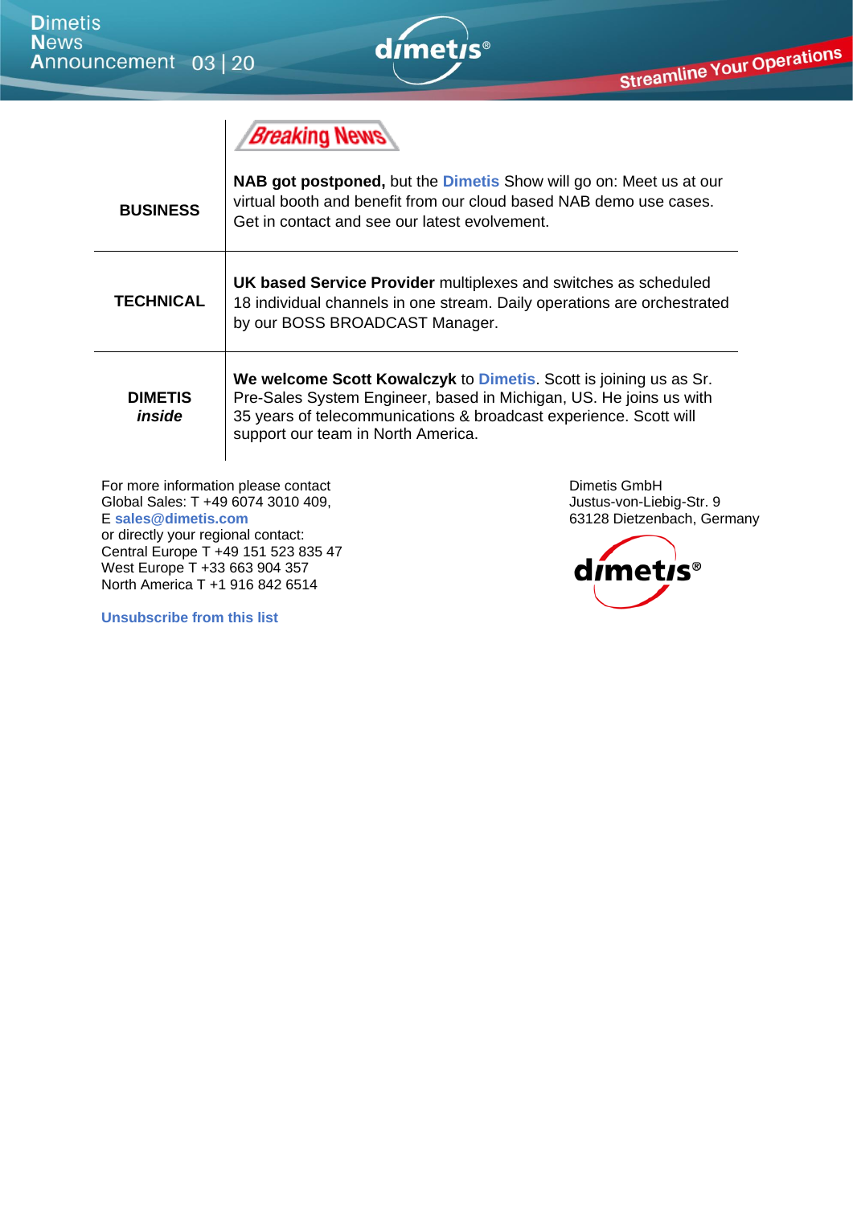| | |
|---|---|
| | Breaking News |
| **BUSINESS** | **NAB got postponed,** but the **Dimetis** Show will go on: Meet us at our virtual booth and benefit from our cloud based NAB demo use cases. Get in contact and see our latest evolvement. |
| **TECHNICAL** | **UK based Service Provider** multiplexes and switches as scheduled 18 individual channels in one stream. Daily operations are orchestrated by our BOSS BROADCAST Manager. |
| **DIMETIS** ***inside*** | **We welcome Scott Kowalczyk** to **Dimetis**. Scott is joining us as Sr. Pre-Sales System Engineer, based in Michigan, US. He joins us with 35 years of telecommunications & broadcast experience. Scott will support our team in North America. |

For more information please contact
Global Sales: T +49 6074 3010 409,
E **sales@dimetis.com**
or directly your regional contact:
Central Europe T +49 151 523 835 47
West Europe T +33 663 904 357
North America T +1 916 842 6514

**Unsubscribe from this list**

Dimetis GmbH
Justus-von-Liebig-Str. 9
63128 Dietzenbach, Germany